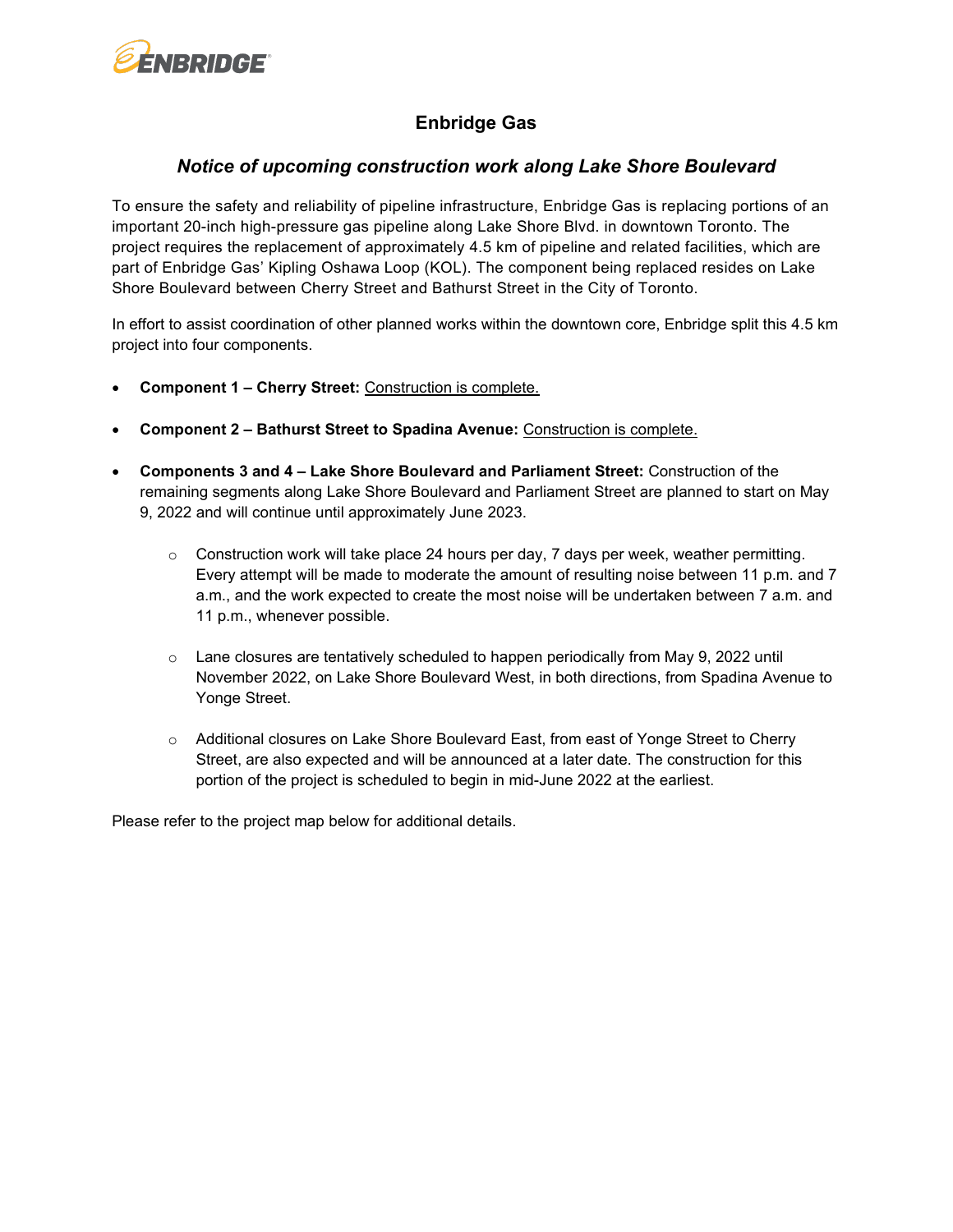ENBRIDGE

# Enbridge Gas

## *Notice of upcoming construction work along Lake Shore Boulevard*

To ensure the safety and reliability of pipeline infrastructure, Enbridge Gas is replacing portions of an important 20-inch high-pressure gas pipeline along Lake Shore Blvd. in downtown Toronto. The project requires the replacement of approximately 4.5 km of pipeline and related facilities, which are part of Enbridge Gas' Kipling Oshawa Loop (KOL). The component being replaced resides on Lake Shore Boulevard between Cherry Street and Bathurst Street in the City of Toronto.

In effort to assist coordination of other planned works within the downtown core, Enbridge split this 4.5 km project into four components.

- **Component 1 – Cherry Street:** Construction is complete.
- **Component 2 – Bathurst Street to Spadina Avenue:** Construction is complete.
- **Components 3 and 4 – Lake Shore Boulevard and Parliament Street:** Construction of the remaining segments along Lake Shore Boulevard and Parliament Street are planned to start on May 9, 2022 and will continue until approximately June 2023.
    - Construction work will take place 24 hours per day, 7 days per week, weather permitting. Every attempt will be made to moderate the amount of resulting noise between 11 p.m. and 7 a.m., and the work expected to create the most noise will be undertaken between 7 a.m. and 11 p.m., whenever possible.
    - Lane closures are tentatively scheduled to happen periodically from May 9, 2022 until November 2022, on Lake Shore Boulevard West, in both directions, from Spadina Avenue to Yonge Street.
    - Additional closures on Lake Shore Boulevard East, from east of Yonge Street to Cherry Street, are also expected and will be announced at a later date. The construction for this portion of the project is scheduled to begin in mid-June 2022 at the earliest.

Please refer to the project map below for additional details.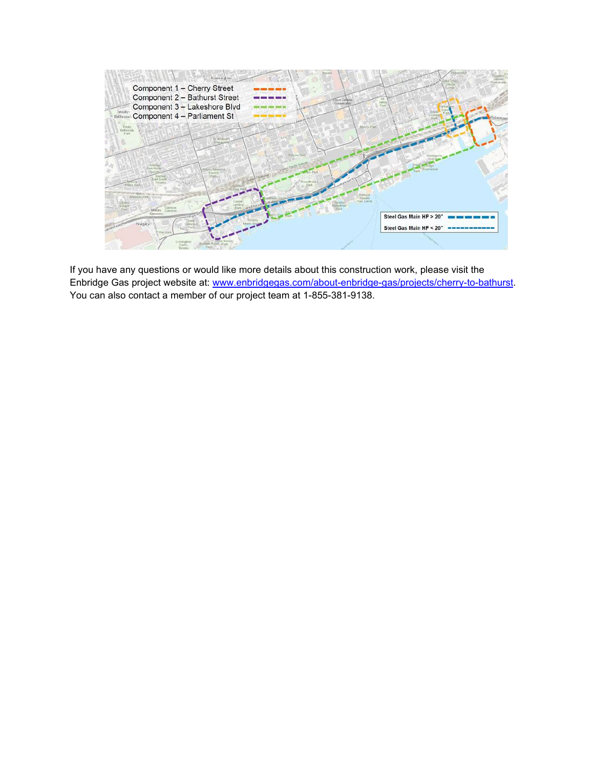Component 1 – Cherry Street
Component 2 – Bathurst Street
Component 3 – Lakeshore Blvd
Component 4 – Parliament St

Steel Gas Main HP > 20"
Steel Gas Main HP < 20"

If you have any questions or would like more details about this construction work, please visit the Enbridge Gas project website at: [www.enbridgegas.com/about-enbridge-gas/projects/cherry-to-bathurst](http://www.enbridgegas.com/about-enbridge-gas/projects/cherry-to-bathurst). You can also contact a member of our project team at 1-855-381-9138.